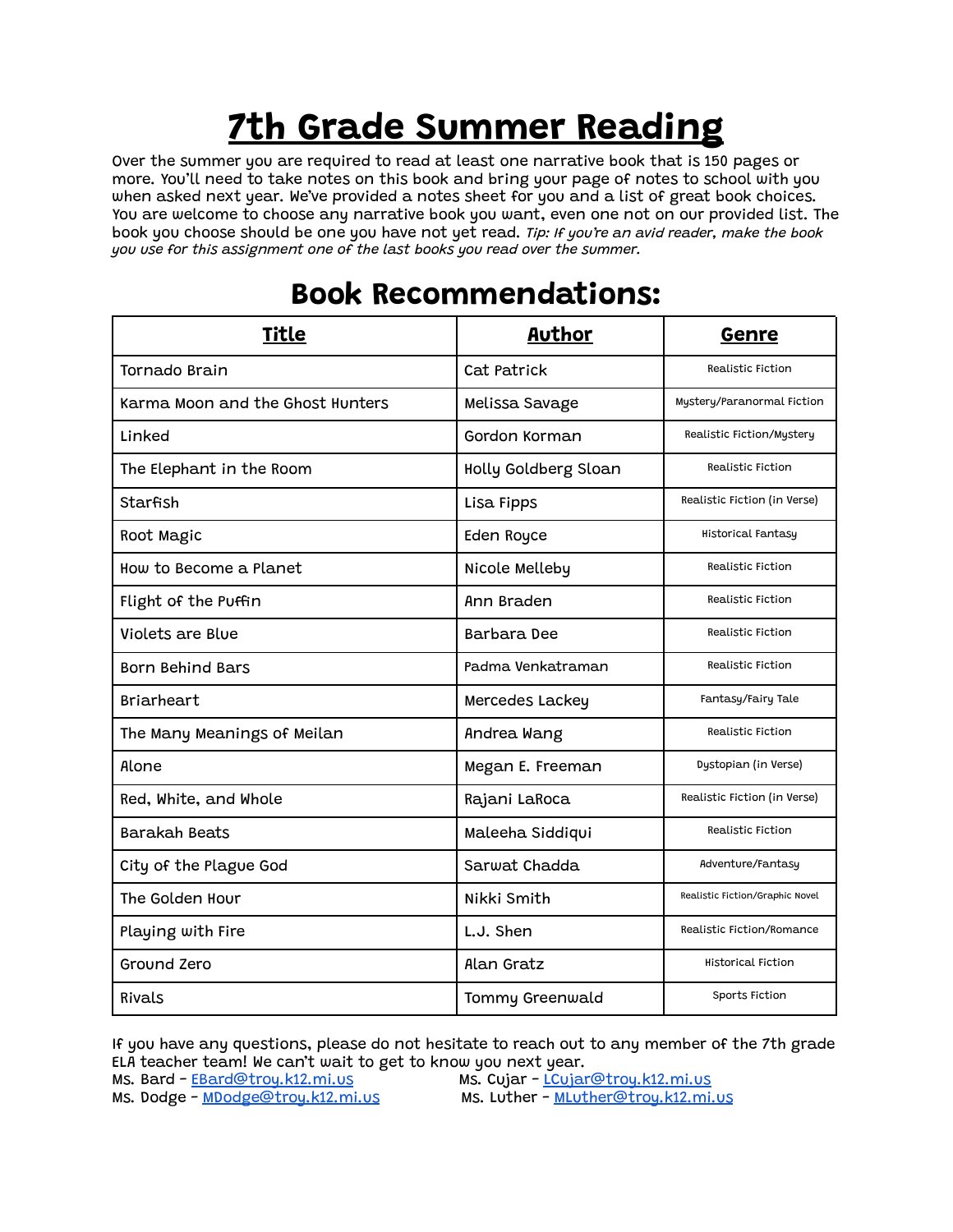# 7th Grade Summer Reading

Over the summer you are required to read at least one narrative book that is 150 pages or more. You'll need to take notes on this book and bring your page of notes to school with you when asked next year. We've provided a notes sheet for you and a list of great book choices. You are welcome to choose any narrative book you want, even one not on our provided list. The book you choose should be one you have not yet read. *Tip: If you're an avid reader, make the book you use for this assignment one of the last books you read over the summer.*

## Book Recommendations:

| Title | Author | Genre |
| --- | --- | --- |
| Tornado Brain | Cat Patrick | Realistic Fiction |
| Karma Moon and the Ghost Hunters | Melissa Savage | Mystery/Paranormal Fiction |
| Linked | Gordon Korman | Realistic Fiction/Mystery |
| The Elephant in the Room | Holly Goldberg Sloan | Realistic Fiction |
| Starfish | Lisa Fipps | Realistic Fiction (in Verse) |
| Root Magic | Eden Royce | Historical Fantasy |
| How to Become a Planet | Nicole Melleby | Realistic Fiction |
| Flight of the Puffin | Ann Braden | Realistic Fiction |
| Violets are Blue | Barbara Dee | Realistic Fiction |
| Born Behind Bars | Padma Venkatraman | Realistic Fiction |
| Briarheart | Mercedes Lackey | Fantasy/Fairy Tale |
| The Many Meanings of Meilan | Andrea Wang | Realistic Fiction |
| Alone | Megan E. Freeman | Dystopian (in Verse) |
| Red, White, and Whole | Rajani LaRoca | Realistic Fiction (in Verse) |
| Barakah Beats | Maleeha Siddiqui | Realistic Fiction |
| City of the Plague God | Sarwat Chadda | Adventure/Fantasy |
| The Golden Hour | Nikki Smith | Realistic Fiction/Graphic Novel |
| Playing with Fire | L.J. Shen | Realistic Fiction/Romance |
| Ground Zero | Alan Gratz | Historical Fiction |
| Rivals | Tommy Greenwald | Sports Fiction |

If you have any questions, please do not hesitate to reach out to any member of the 7th grade ELA teacher team! We can't wait to get to know you next year.

Ms. Bard - EBard@troy.k12.mi.us
Ms. Cujar - LCujar@troy.k12.mi.us
Ms. Dodge - MDodge@troy.k12.mi.us
Ms. Luther - MLuther@troy.k12.mi.us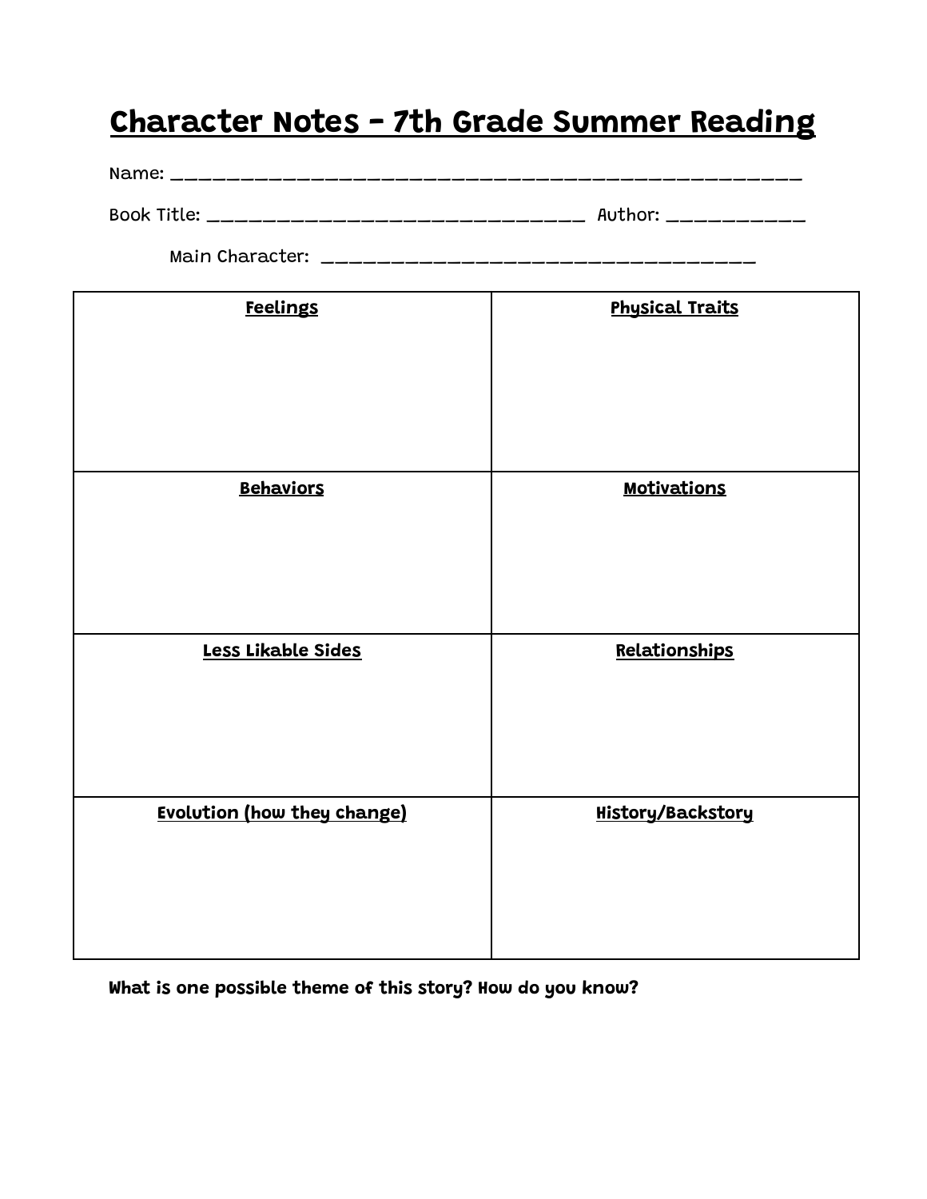# Character Notes - 7th Grade Summer Reading

Name: _______________________________________________

Book Title: ______________________________ Author: ___________

Main Character: ___________________________________

| **Feelings** | **Physical Traits** |
| --- | --- |
| | |
| **Behaviors** | **Motivations** |
| | |
| **Less Likable Sides** | **Relationships** |
| | |
| **Evolution (how they change)** | **History/Backstory** |
| | |

**What is one possible theme of this story? How do you know?**